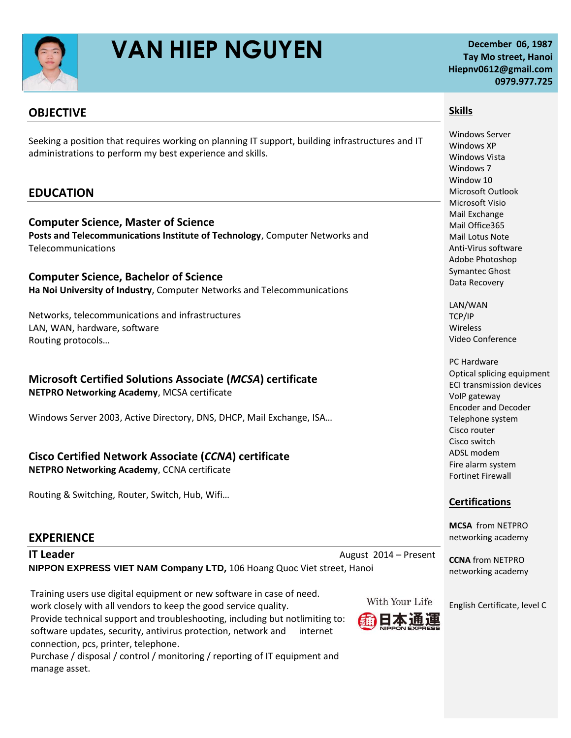# VAN HIEP NGUYEN

**December 06, 1987**
**Tay Mo street, Hanoi**
**Hiepnv0612@gmail.com**
**0979.977.725**

## OBJECTIVE

Seeking a position that requires working on planning IT support, building infrastructures and IT administrations to perform my best experience and skills.

## EDUCATION

### Computer Science, Master of Science

**Posts and Telecommunications Institute of Technology**, Computer Networks and Telecommunications

### Computer Science, Bachelor of Science

**Ha Noi University of Industry**, Computer Networks and Telecommunications

Networks, telecommunications and infrastructures
LAN, WAN, hardware, software
Routing protocols…

### Microsoft Certified Solutions Associate (*MCSA*) certificate

**NETPRO Networking Academy**, MCSA certificate

Windows Server 2003, Active Directory, DNS, DHCP, Mail Exchange, ISA…

### Cisco Certified Network Associate (*CCNA*) certificate

**NETPRO Networking Academy**, CCNA certificate

Routing & Switching, Router, Switch, Hub, Wifi…

## EXPERIENCE

### IT Leader

August 2014 – Present

**NIPPON EXPRESS VIET NAM Company LTD,** 106 Hoang Quoc Viet street, Hanoi

With Your Life
日本通運 NIPPON EXPRESS

Training users use digital equipment or new software in case of need.
work closely with all vendors to keep the good service quality.
Provide technical support and troubleshooting, including but notlimiting to: software updates, security, antivirus protection, network and internet connection, pcs, printer, telephone.
Purchase / disposal / control / monitoring / reporting of IT equipment and manage asset.

## Skills

Windows Server
Windows XP
Windows Vista
Windows 7
Window 10
Microsoft Outlook
Microsoft Visio
Mail Exchange
Mail Office365
Mail Lotus Note
Anti-Virus software
Adobe Photoshop
Symantec Ghost
Data Recovery

LAN/WAN
TCP/IP
Wireless
Video Conference

PC Hardware
Optical splicing equipment
ECI transmission devices
VoIP gateway
Encoder and Decoder
Telephone system
Cisco router
Cisco switch
ADSL modem
Fire alarm system
Fortinet Firewall

## Certifications

**MCSA** from NETPRO networking academy

**CCNA** from NETPRO networking academy

English Certificate, level C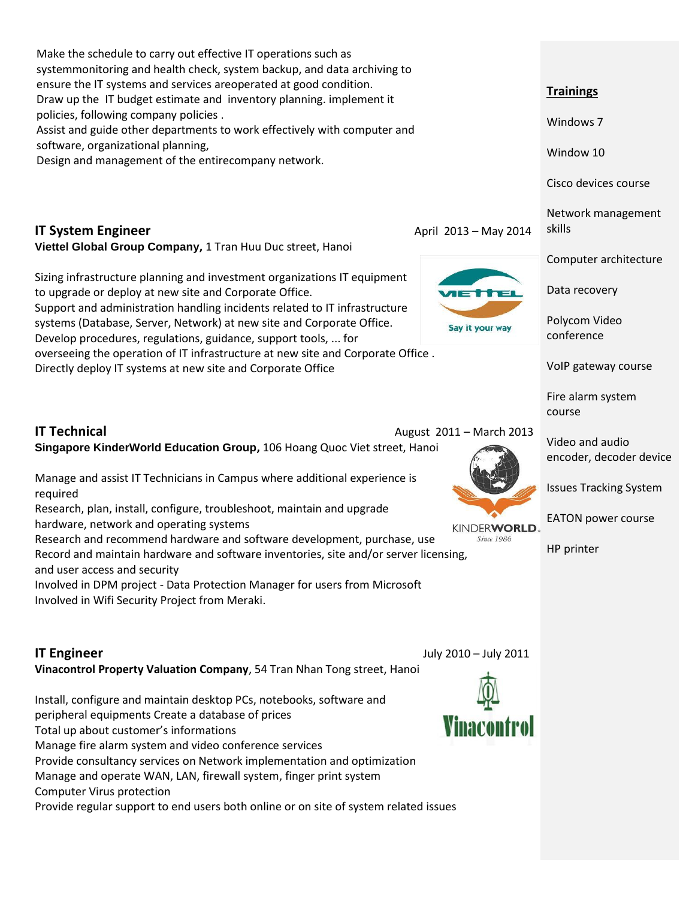Make the schedule to carry out effective IT operations such as systemmonitoring and health check, system backup, and data archiving to ensure the IT systems and services areoperated at good condition.
Draw up the IT budget estimate and inventory planning. implement it policies, following company policies .
Assist and guide other departments to work effectively with computer and software, organizational planning,
Design and management of the entirecompany network.

### IT System Engineer
April 2013 – May 2014

**Viettel Global Group Company,** 1 Tran Huu Duc street, Hanoi

Sizing infrastructure planning and investment organizations IT equipment to upgrade or deploy at new site and Corporate Office.
Support and administration handling incidents related to IT infrastructure systems (Database, Server, Network) at new site and Corporate Office.
Develop procedures, regulations, guidance, support tools, ... for overseeing the operation of IT infrastructure at new site and Corporate Office .
Directly deploy IT systems at new site and Corporate Office

### IT Technical
August 2011 – March 2013

**Singapore KinderWorld Education Group,** 106 Hoang Quoc Viet street, Hanoi

Manage and assist IT Technicians in Campus where additional experience is required
Research, plan, install, configure, troubleshoot, maintain and upgrade hardware, network and operating systems
Research and recommend hardware and software development, purchase, use
Record and maintain hardware and software inventories, site and/or server licensing, and user access and security
Involved in DPM project - Data Protection Manager for users from Microsoft
Involved in Wifi Security Project from Meraki.

### IT Engineer
July 2010 – July 2011

**Vinacontrol Property Valuation Company**, 54 Tran Nhan Tong street, Hanoi

Install, configure and maintain desktop PCs, notebooks, software and peripheral equipments Create a database of prices
Total up about customer's informations
Manage fire alarm system and video conference services
Provide consultancy services on Network implementation and optimization
Manage and operate WAN, LAN, firewall system, finger print system
Computer Virus protection
Provide regular support to end users both online or on site of system related issues

## Trainings

Windows 7

Window 10

Cisco devices course

Network management skills

Computer architecture

Data recovery

Polycom Video conference

VoIP gateway course

Fire alarm system course

Video and audio encoder, decoder device

Issues Tracking System

EATON power course

HP printer